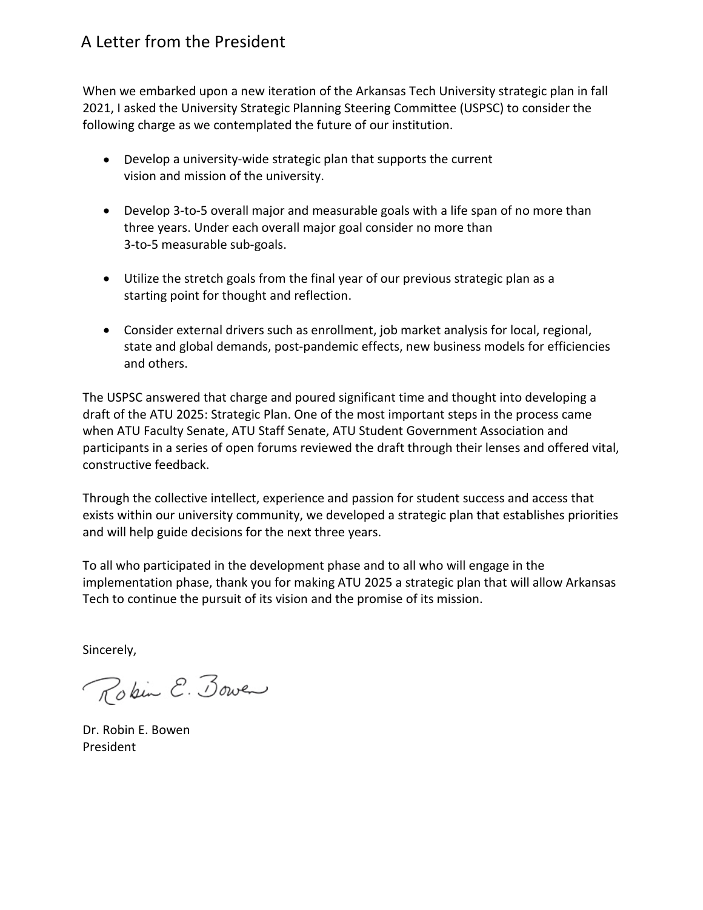# A Letter from the President

When we embarked upon a new iteration of the Arkansas Tech University strategic plan in fall 2021, I asked the University Strategic Planning Steering Committee (USPSC) to consider the following charge as we contemplated the future of our institution.

- Develop a university-wide strategic plan that supports the current vision and mission of the university.
- Develop 3-to-5 overall major and measurable goals with a life span of no more than three years. Under each overall major goal consider no more than 3-to-5 measurable sub-goals.
- Utilize the stretch goals from the final year of our previous strategic plan as a starting point for thought and reflection.
- Consider external drivers such as enrollment, job market analysis for local, regional, state and global demands, post-pandemic effects, new business models for efficiencies and others.

The USPSC answered that charge and poured significant time and thought into developing a draft of the ATU 2025: Strategic Plan. One of the most important steps in the process came when ATU Faculty Senate, ATU Staff Senate, ATU Student Government Association and participants in a series of open forums reviewed the draft through their lenses and offered vital, constructive feedback.

Through the collective intellect, experience and passion for student success and access that exists within our university community, we developed a strategic plan that establishes priorities and will help guide decisions for the next three years.

To all who participated in the development phase and to all who will engage in the implementation phase, thank you for making ATU 2025 a strategic plan that will allow Arkansas Tech to continue the pursuit of its vision and the promise of its mission.

Sincerely,

Robin E. Bowen

Dr. Robin E. Bowen
President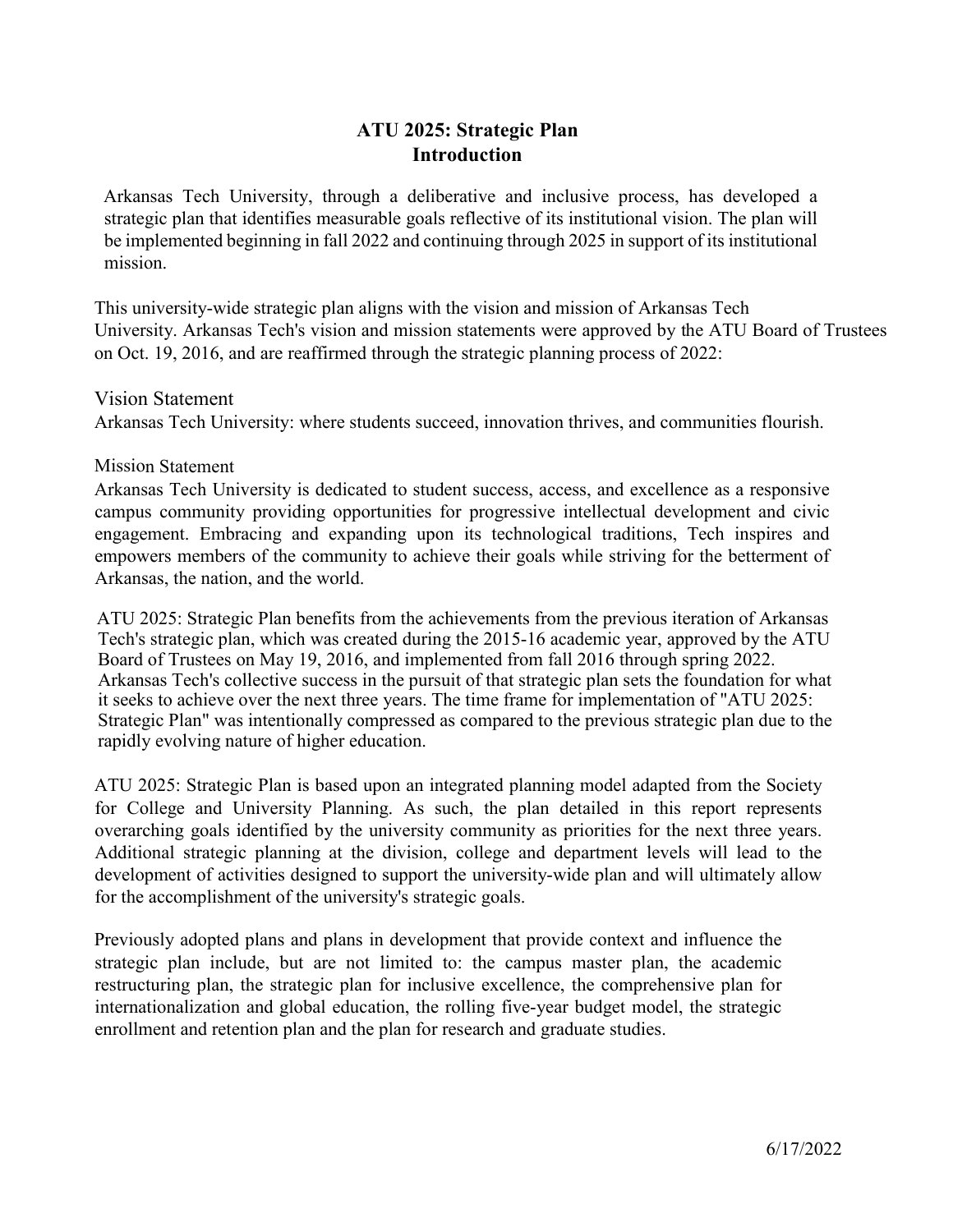# ATU 2025: Strategic Plan
## Introduction

Arkansas Tech University, through a deliberative and inclusive process, has developed a strategic plan that identifies measurable goals reflective of its institutional vision. The plan will be implemented beginning in fall 2022 and continuing through 2025 in support of its institutional mission.

This university-wide strategic plan aligns with the vision and mission of Arkansas Tech University. Arkansas Tech's vision and mission statements were approved by the ATU Board of Trustees on Oct. 19, 2016, and are reaffirmed through the strategic planning process of 2022:

### Vision Statement

Arkansas Tech University: where students succeed, innovation thrives, and communities flourish.

### Mission Statement

Arkansas Tech University is dedicated to student success, access, and excellence as a responsive campus community providing opportunities for progressive intellectual development and civic engagement. Embracing and expanding upon its technological traditions, Tech inspires and empowers members of the community to achieve their goals while striving for the betterment of Arkansas, the nation, and the world.

ATU 2025: Strategic Plan benefits from the achievements from the previous iteration of Arkansas Tech's strategic plan, which was created during the 2015-16 academic year, approved by the ATU Board of Trustees on May 19, 2016, and implemented from fall 2016 through spring 2022. Arkansas Tech's collective success in the pursuit of that strategic plan sets the foundation for what it seeks to achieve over the next three years. The time frame for implementation of "ATU 2025: Strategic Plan" was intentionally compressed as compared to the previous strategic plan due to the rapidly evolving nature of higher education.

ATU 2025: Strategic Plan is based upon an integrated planning model adapted from the Society for College and University Planning. As such, the plan detailed in this report represents overarching goals identified by the university community as priorities for the next three years. Additional strategic planning at the division, college and department levels will lead to the development of activities designed to support the university-wide plan and will ultimately allow for the accomplishment of the university's strategic goals.

Previously adopted plans and plans in development that provide context and influence the strategic plan include, but are not limited to: the campus master plan, the academic restructuring plan, the strategic plan for inclusive excellence, the comprehensive plan for internationalization and global education, the rolling five-year budget model, the strategic enrollment and retention plan and the plan for research and graduate studies.

6/17/2022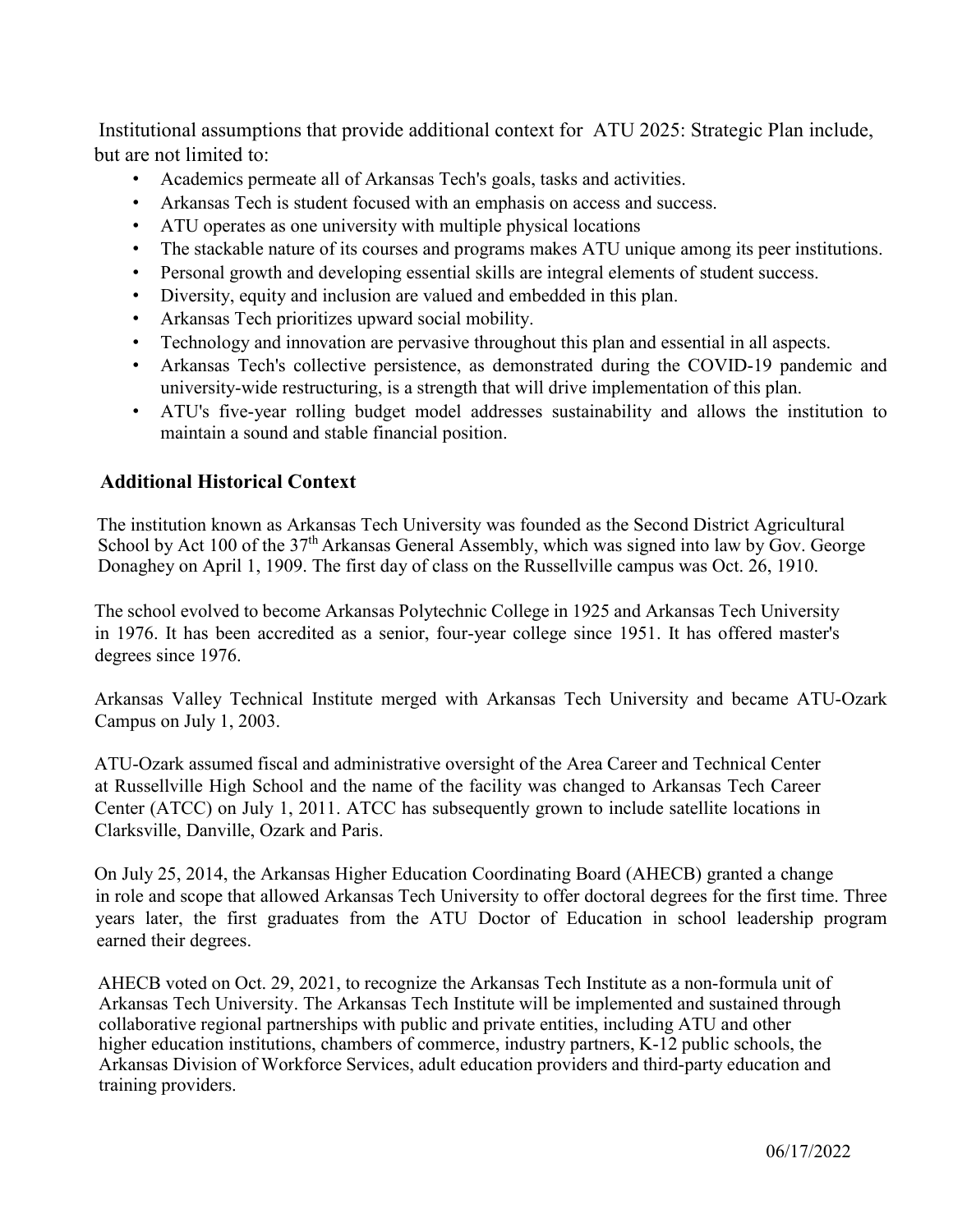Institutional assumptions that provide additional context for ATU 2025: Strategic Plan include, but are not limited to:

- Academics permeate all of Arkansas Tech's goals, tasks and activities.
- Arkansas Tech is student focused with an emphasis on access and success.
- ATU operates as one university with multiple physical locations
- The stackable nature of its courses and programs makes ATU unique among its peer institutions.
- Personal growth and developing essential skills are integral elements of student success.
- Diversity, equity and inclusion are valued and embedded in this plan.
- Arkansas Tech prioritizes upward social mobility.
- Technology and innovation are pervasive throughout this plan and essential in all aspects.
- Arkansas Tech's collective persistence, as demonstrated during the COVID-19 pandemic and university-wide restructuring, is a strength that will drive implementation of this plan.
- ATU's five-year rolling budget model addresses sustainability and allows the institution to maintain a sound and stable financial position.

## Additional Historical Context

The institution known as Arkansas Tech University was founded as the Second District Agricultural School by Act 100 of the 37th Arkansas General Assembly, which was signed into law by Gov. George Donaghey on April 1, 1909. The first day of class on the Russellville campus was Oct. 26, 1910.

The school evolved to become Arkansas Polytechnic College in 1925 and Arkansas Tech University in 1976. It has been accredited as a senior, four-year college since 1951. It has offered master's degrees since 1976.

Arkansas Valley Technical Institute merged with Arkansas Tech University and became ATU-Ozark Campus on July 1, 2003.

ATU-Ozark assumed fiscal and administrative oversight of the Area Career and Technical Center at Russellville High School and the name of the facility was changed to Arkansas Tech Career Center (ATCC) on July 1, 2011. ATCC has subsequently grown to include satellite locations in Clarksville, Danville, Ozark and Paris.

On July 25, 2014, the Arkansas Higher Education Coordinating Board (AHECB) granted a change in role and scope that allowed Arkansas Tech University to offer doctoral degrees for the first time. Three years later, the first graduates from the ATU Doctor of Education in school leadership program earned their degrees.

AHECB voted on Oct. 29, 2021, to recognize the Arkansas Tech Institute as a non-formula unit of Arkansas Tech University. The Arkansas Tech Institute will be implemented and sustained through collaborative regional partnerships with public and private entities, including ATU and other higher education institutions, chambers of commerce, industry partners, K-12 public schools, the Arkansas Division of Workforce Services, adult education providers and third-party education and training providers.

06/17/2022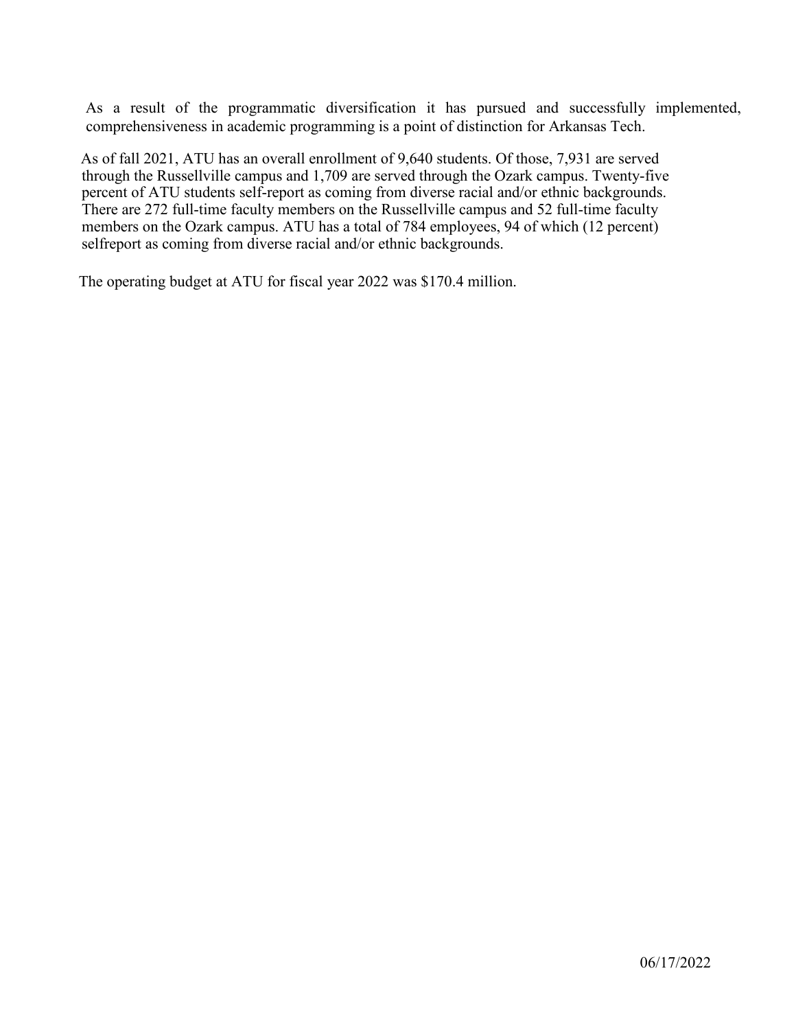As a result of the programmatic diversification it has pursued and successfully implemented, comprehensiveness in academic programming is a point of distinction for Arkansas Tech.

As of fall 2021, ATU has an overall enrollment of 9,640 students. Of those, 7,931 are served through the Russellville campus and 1,709 are served through the Ozark campus. Twenty-five percent of ATU students self-report as coming from diverse racial and/or ethnic backgrounds. There are 272 full-time faculty members on the Russellville campus and 52 full-time faculty members on the Ozark campus. ATU has a total of 784 employees, 94 of which (12 percent) selfreport as coming from diverse racial and/or ethnic backgrounds.

The operating budget at ATU for fiscal year 2022 was $170.4 million.

06/17/2022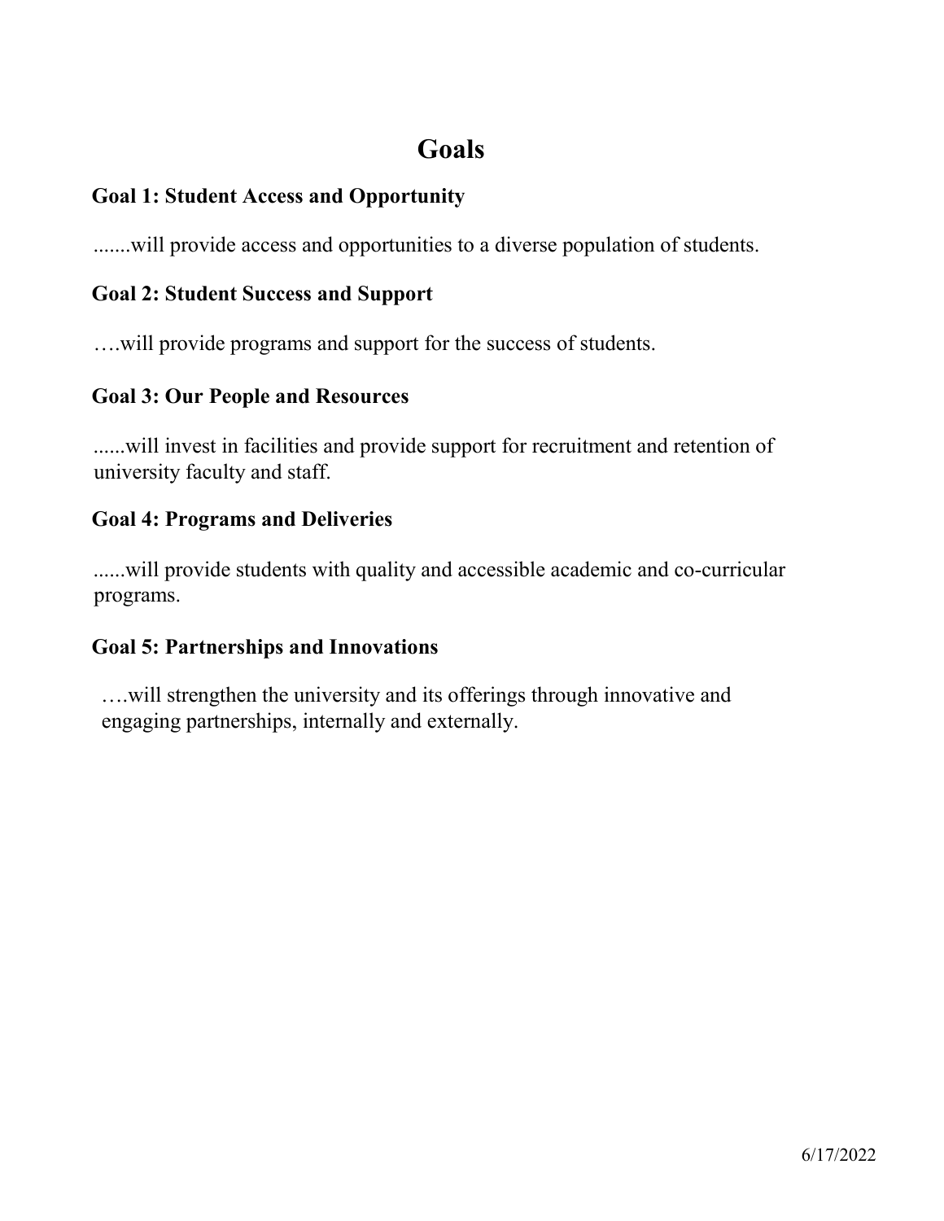# Goals

## Goal 1: Student Access and Opportunity

.......will provide access and opportunities to a diverse population of students.

## Goal 2: Student Success and Support

….will provide programs and support for the success of students.

## Goal 3: Our People and Resources

......will invest in facilities and provide support for recruitment and retention of university faculty and staff.

## Goal 4: Programs and Deliveries

......will provide students with quality and accessible academic and co-curricular programs.

## Goal 5: Partnerships and Innovations

….will strengthen the university and its offerings through innovative and engaging partnerships, internally and externally.

6/17/2022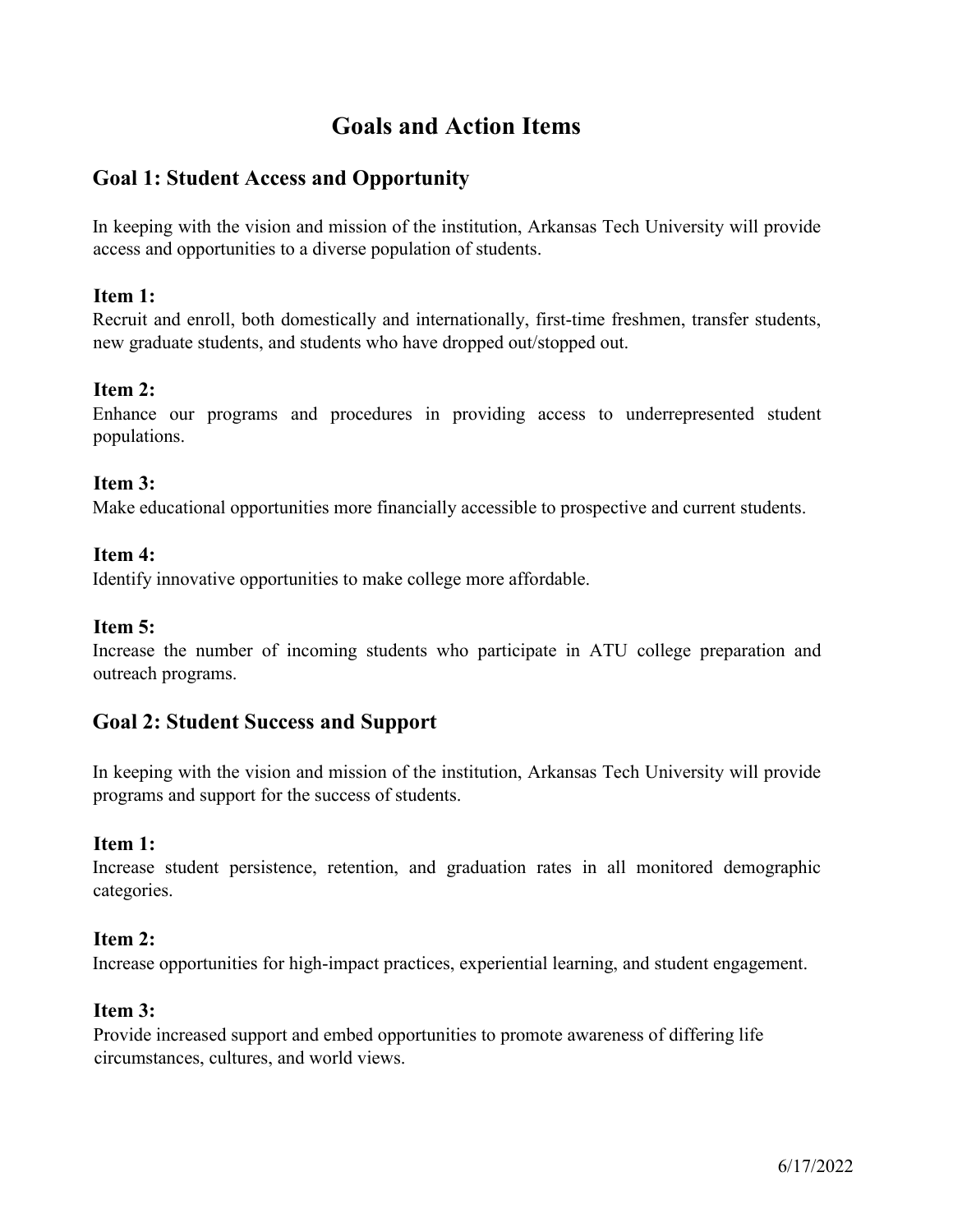# Goals and Action Items

## Goal 1: Student Access and Opportunity

In keeping with the vision and mission of the institution, Arkansas Tech University will provide access and opportunities to a diverse population of students.

### Item 1:

Recruit and enroll, both domestically and internationally, first-time freshmen, transfer students, new graduate students, and students who have dropped out/stopped out.

### Item 2:

Enhance our programs and procedures in providing access to underrepresented student populations.

### Item 3:

Make educational opportunities more financially accessible to prospective and current students.

### Item 4:

Identify innovative opportunities to make college more affordable.

### Item 5:

Increase the number of incoming students who participate in ATU college preparation and outreach programs.

## Goal 2: Student Success and Support

In keeping with the vision and mission of the institution, Arkansas Tech University will provide programs and support for the success of students.

### Item 1:

Increase student persistence, retention, and graduation rates in all monitored demographic categories.

### Item 2:

Increase opportunities for high-impact practices, experiential learning, and student engagement.

### Item 3:

Provide increased support and embed opportunities to promote awareness of differing life circumstances, cultures, and world views.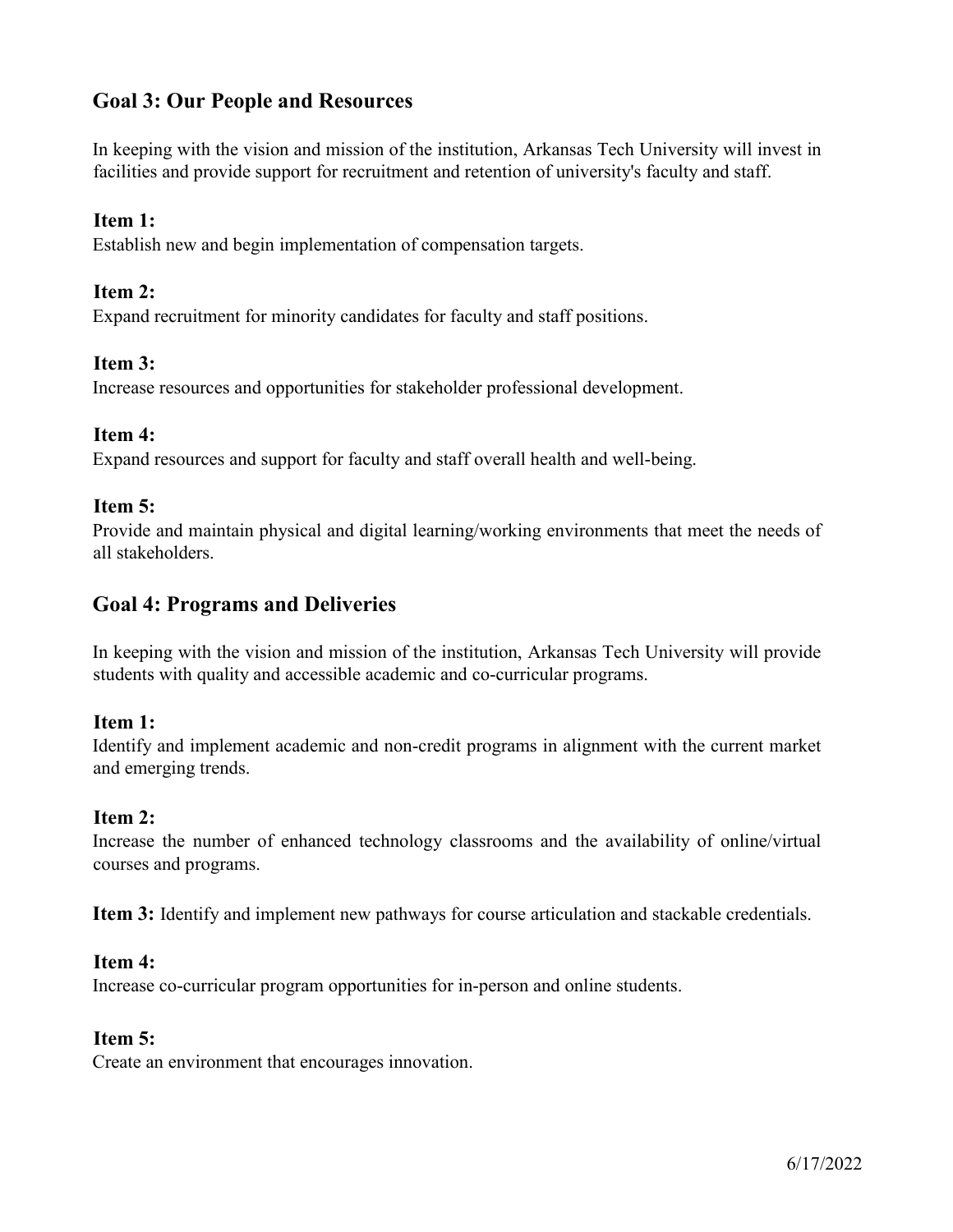## Goal 3: Our People and Resources

In keeping with the vision and mission of the institution, Arkansas Tech University will invest in facilities and provide support for recruitment and retention of university's faculty and staff.

**Item 1:**
Establish new and begin implementation of compensation targets.

**Item 2:**
Expand recruitment for minority candidates for faculty and staff positions.

**Item 3:**
Increase resources and opportunities for stakeholder professional development.

**Item 4:**
Expand resources and support for faculty and staff overall health and well-being.

**Item 5:**
Provide and maintain physical and digital learning/working environments that meet the needs of all stakeholders.

## Goal 4: Programs and Deliveries

In keeping with the vision and mission of the institution, Arkansas Tech University will provide students with quality and accessible academic and co-curricular programs.

**Item 1:**
Identify and implement academic and non-credit programs in alignment with the current market and emerging trends.

**Item 2:**
Increase the number of enhanced technology classrooms and the availability of online/virtual courses and programs.

**Item 3:** Identify and implement new pathways for course articulation and stackable credentials.

**Item 4:**
Increase co-curricular program opportunities for in-person and online students.

**Item 5:**
Create an environment that encourages innovation.

6/17/2022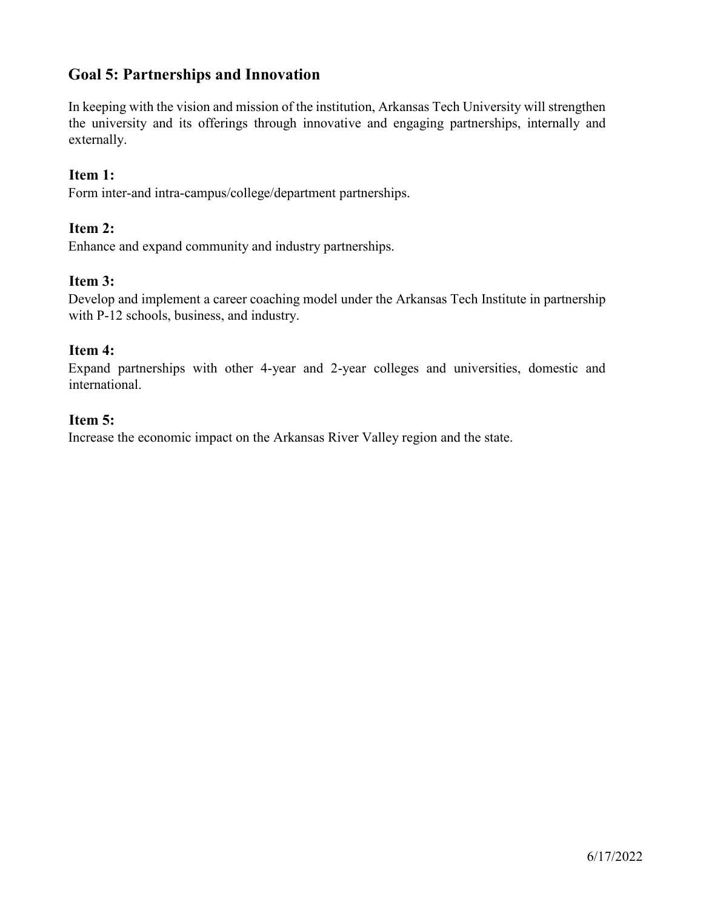## Goal 5: Partnerships and Innovation

In keeping with the vision and mission of the institution, Arkansas Tech University will strengthen the university and its offerings through innovative and engaging partnerships, internally and externally.

### Item 1:

Form inter-and intra-campus/college/department partnerships.

### Item 2:

Enhance and expand community and industry partnerships.

### Item 3:

Develop and implement a career coaching model under the Arkansas Tech Institute in partnership with P-12 schools, business, and industry.

### Item 4:

Expand partnerships with other 4-year and 2-year colleges and universities, domestic and international.

### Item 5:

Increase the economic impact on the Arkansas River Valley region and the state.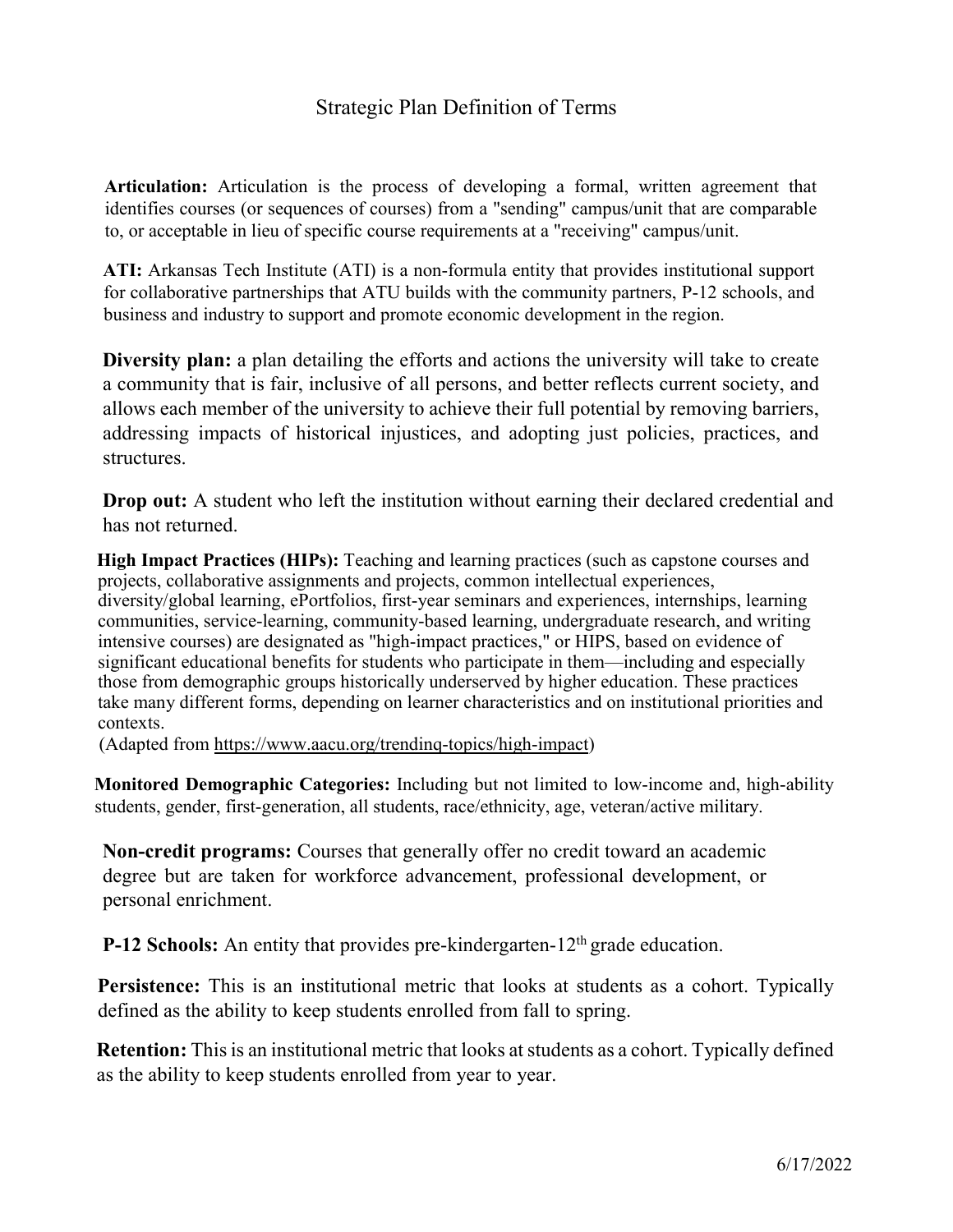# Strategic Plan Definition of Terms

**Articulation:** Articulation is the process of developing a formal, written agreement that identifies courses (or sequences of courses) from a "sending" campus/unit that are comparable to, or acceptable in lieu of specific course requirements at a "receiving" campus/unit.

**ATI:** Arkansas Tech Institute (ATI) is a non-formula entity that provides institutional support for collaborative partnerships that ATU builds with the community partners, P-12 schools, and business and industry to support and promote economic development in the region.

**Diversity plan:** a plan detailing the efforts and actions the university will take to create a community that is fair, inclusive of all persons, and better reflects current society, and allows each member of the university to achieve their full potential by removing barriers, addressing impacts of historical injustices, and adopting just policies, practices, and structures.

**Drop out:** A student who left the institution without earning their declared credential and has not returned.

**High Impact Practices (HIPs):** Teaching and learning practices (such as capstone courses and projects, collaborative assignments and projects, common intellectual experiences, diversity/global learning, ePortfolios, first-year seminars and experiences, internships, learning communities, service-learning, community-based learning, undergraduate research, and writing intensive courses) are designated as "high-impact practices," or HIPS, based on evidence of significant educational benefits for students who participate in them—including and especially those from demographic groups historically underserved by higher education. These practices take many different forms, depending on learner characteristics and on institutional priorities and contexts.
(Adapted from https://www.aacu.org/trending-topics/high-impact)

**Monitored Demographic Categories:** Including but not limited to low-income and, high-ability students, gender, first-generation, all students, race/ethnicity, age, veteran/active military.

**Non-credit programs:** Courses that generally offer no credit toward an academic degree but are taken for workforce advancement, professional development, or personal enrichment.

**P-12 Schools:** An entity that provides pre-kindergarten-12th grade education.

**Persistence:** This is an institutional metric that looks at students as a cohort. Typically defined as the ability to keep students enrolled from fall to spring.

**Retention:** This is an institutional metric that looks at students as a cohort. Typically defined as the ability to keep students enrolled from year to year.

6/17/2022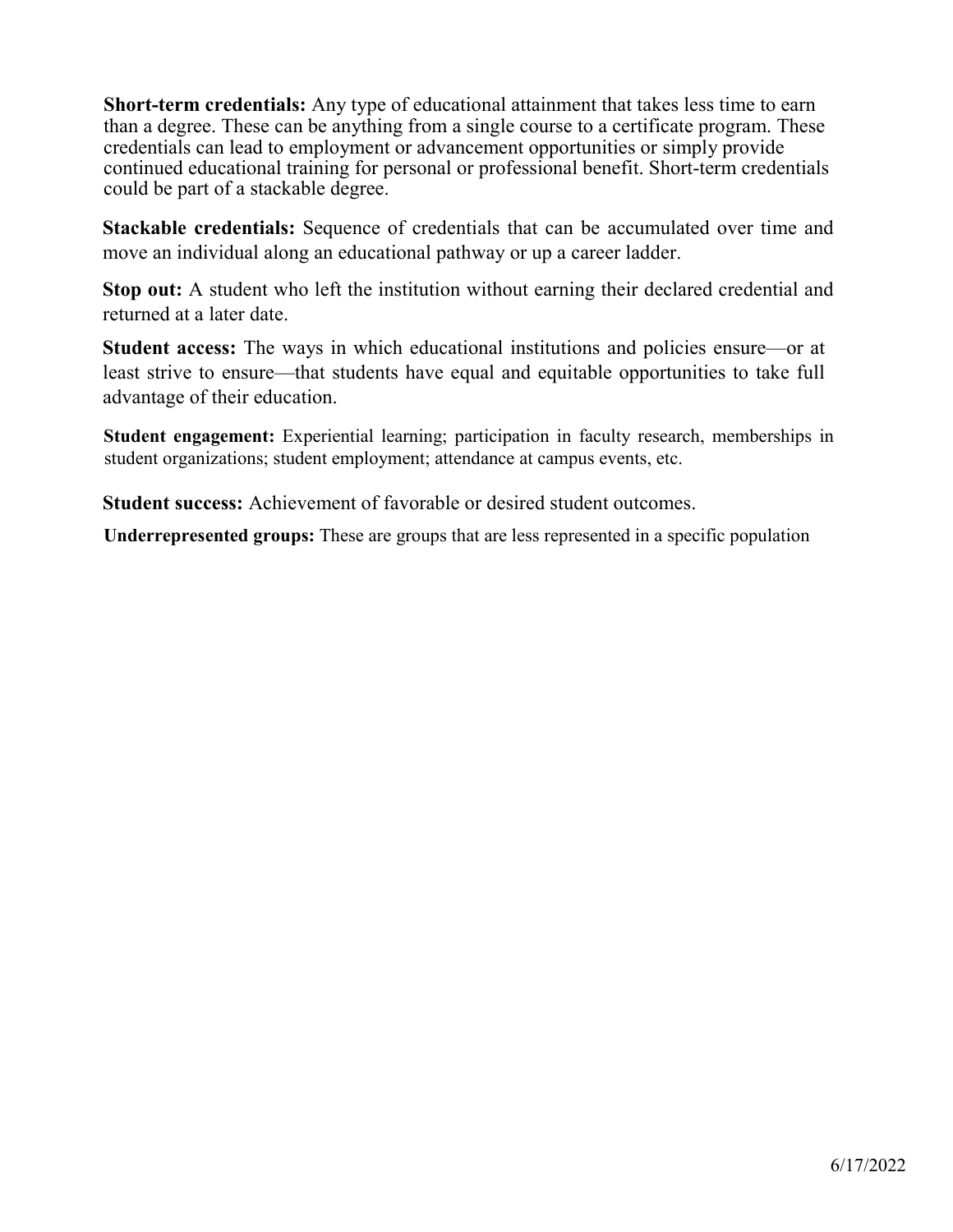**Short-term credentials:** Any type of educational attainment that takes less time to earn than a degree. These can be anything from a single course to a certificate program. These credentials can lead to employment or advancement opportunities or simply provide continued educational training for personal or professional benefit. Short-term credentials could be part of a stackable degree.

**Stackable credentials:** Sequence of credentials that can be accumulated over time and move an individual along an educational pathway or up a career ladder.

**Stop out:** A student who left the institution without earning their declared credential and returned at a later date.

**Student access:** The ways in which educational institutions and policies ensure—or at least strive to ensure—that students have equal and equitable opportunities to take full advantage of their education.

**Student engagement:** Experiential learning; participation in faculty research, memberships in student organizations; student employment; attendance at campus events, etc.

**Student success:** Achievement of favorable or desired student outcomes.

**Underrepresented groups:** These are groups that are less represented in a specific population

6/17/2022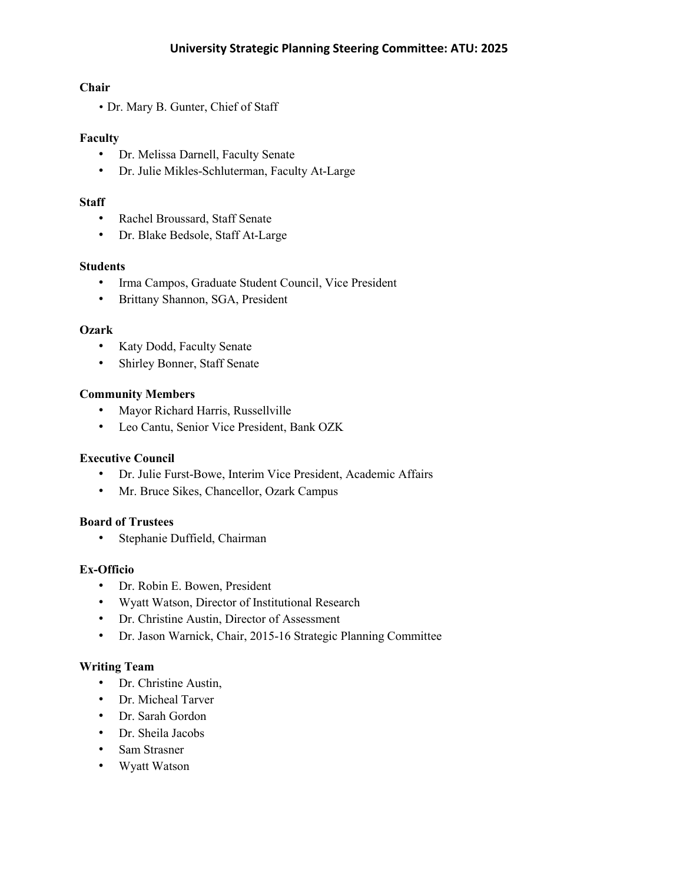# University Strategic Planning Steering Committee: ATU: 2025

**Chair**

- Dr. Mary B. Gunter, Chief of Staff

**Faculty**

- Dr. Melissa Darnell, Faculty Senate
- Dr. Julie Mikles-Schluterman, Faculty At-Large

**Staff**

- Rachel Broussard, Staff Senate
- Dr. Blake Bedsole, Staff At-Large

**Students**

- Irma Campos, Graduate Student Council, Vice President
- Brittany Shannon, SGA, President

**Ozark**

- Katy Dodd, Faculty Senate
- Shirley Bonner, Staff Senate

**Community Members**

- Mayor Richard Harris, Russellville
- Leo Cantu, Senior Vice President, Bank OZK

**Executive Council**

- Dr. Julie Furst-Bowe, Interim Vice President, Academic Affairs
- Mr. Bruce Sikes, Chancellor, Ozark Campus

**Board of Trustees**

- Stephanie Duffield, Chairman

**Ex-Officio**

- Dr. Robin E. Bowen, President
- Wyatt Watson, Director of Institutional Research
- Dr. Christine Austin, Director of Assessment
- Dr. Jason Warnick, Chair, 2015-16 Strategic Planning Committee

**Writing Team**

- Dr. Christine Austin,
- Dr. Micheal Tarver
- Dr. Sarah Gordon
- Dr. Sheila Jacobs
- Sam Strasner
- Wyatt Watson